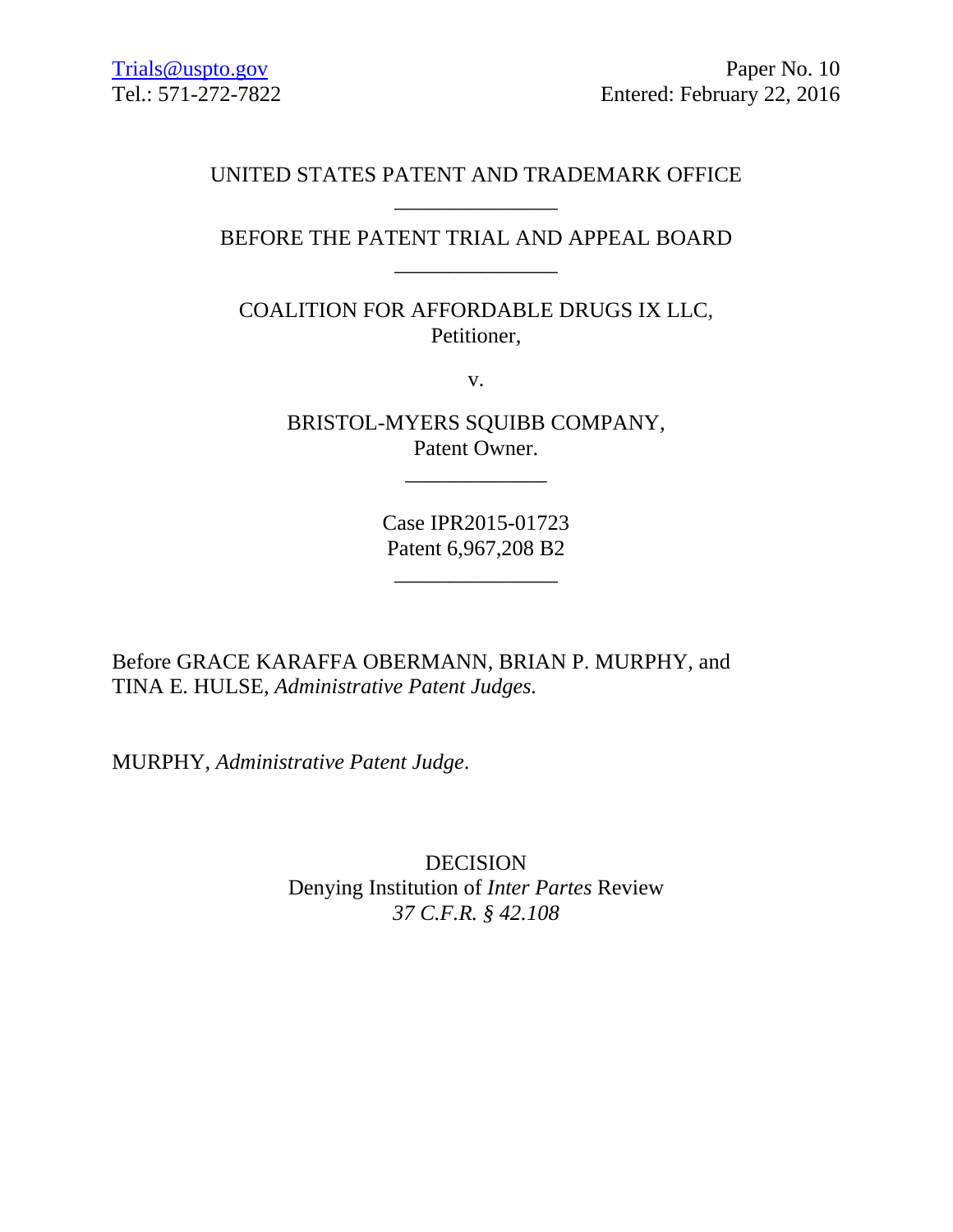Trials@uspto.gov
Tel.: 571-272-7822

Paper No. 10
Entered: February 22, 2016

UNITED STATES PATENT AND TRADEMARK OFFICE

---

BEFORE THE PATENT TRIAL AND APPEAL BOARD

---

COALITION FOR AFFORDABLE DRUGS IX LLC,
Petitioner,

v.

BRISTOL-MYERS SQUIBB COMPANY,
Patent Owner.

---

Case IPR2015-01723
Patent 6,967,208 B2

---

Before GRACE KARAFFA OBERMANN, BRIAN P. MURPHY, and TINA E. HULSE, *Administrative Patent Judges.*

MURPHY, *Administrative Patent Judge*.

DECISION
Denying Institution of *Inter Partes* Review
*37 C.F.R. § 42.108*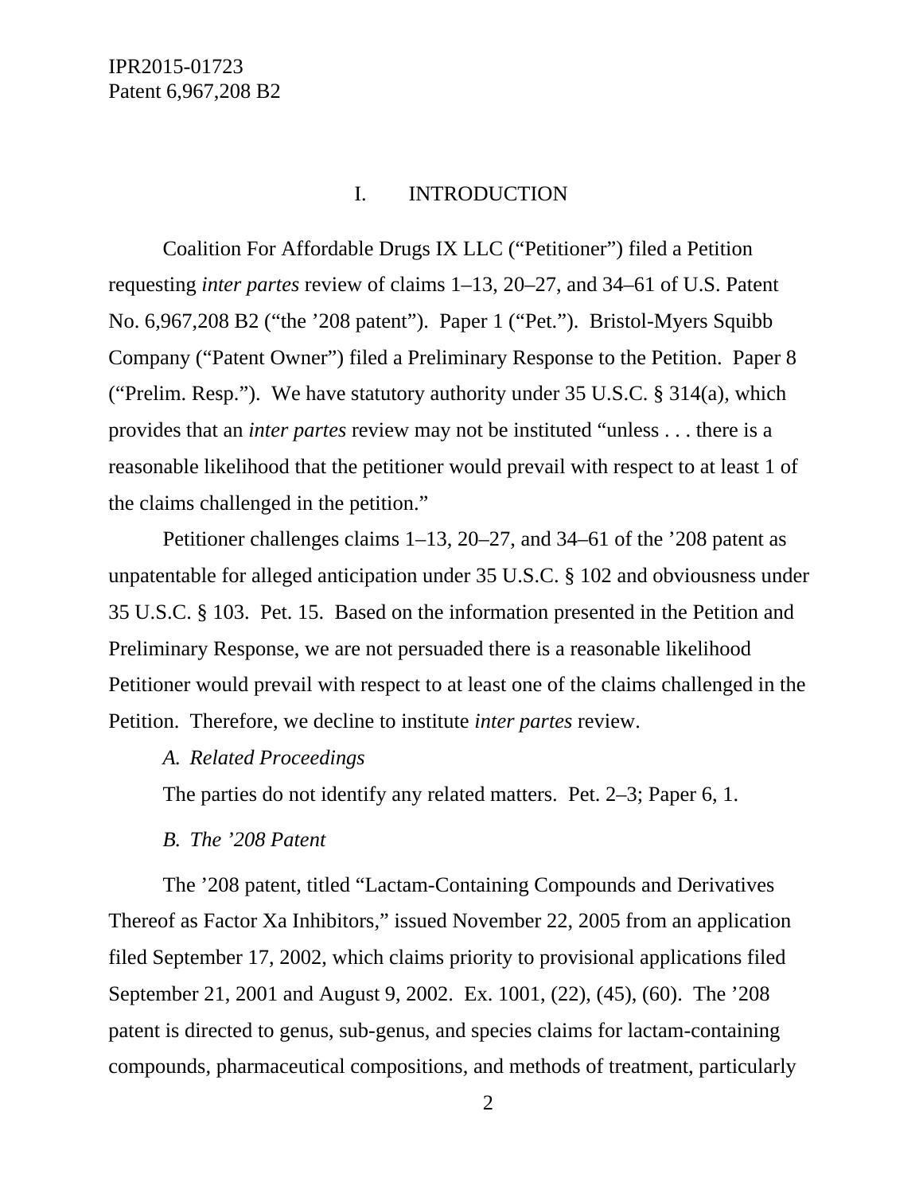# I. INTRODUCTION

Coalition For Affordable Drugs IX LLC ("Petitioner") filed a Petition requesting *inter partes* review of claims 1–13, 20–27, and 34–61 of U.S. Patent No. 6,967,208 B2 ("the '208 patent"). Paper 1 ("Pet."). Bristol-Myers Squibb Company ("Patent Owner") filed a Preliminary Response to the Petition. Paper 8 ("Prelim. Resp."). We have statutory authority under 35 U.S.C. § 314(a), which provides that an *inter partes* review may not be instituted "unless . . . there is a reasonable likelihood that the petitioner would prevail with respect to at least 1 of the claims challenged in the petition."

Petitioner challenges claims 1–13, 20–27, and 34–61 of the '208 patent as unpatentable for alleged anticipation under 35 U.S.C. § 102 and obviousness under 35 U.S.C. § 103. Pet. 15. Based on the information presented in the Petition and Preliminary Response, we are not persuaded there is a reasonable likelihood Petitioner would prevail with respect to at least one of the claims challenged in the Petition. Therefore, we decline to institute *inter partes* review.

### *A. Related Proceedings*

The parties do not identify any related matters. Pet. 2–3; Paper 6, 1.

### *B. The '208 Patent*

The '208 patent, titled "Lactam-Containing Compounds and Derivatives Thereof as Factor Xa Inhibitors," issued November 22, 2005 from an application filed September 17, 2002, which claims priority to provisional applications filed September 21, 2001 and August 9, 2002. Ex. 1001, (22), (45), (60). The '208 patent is directed to genus, sub-genus, and species claims for lactam-containing compounds, pharmaceutical compositions, and methods of treatment, particularly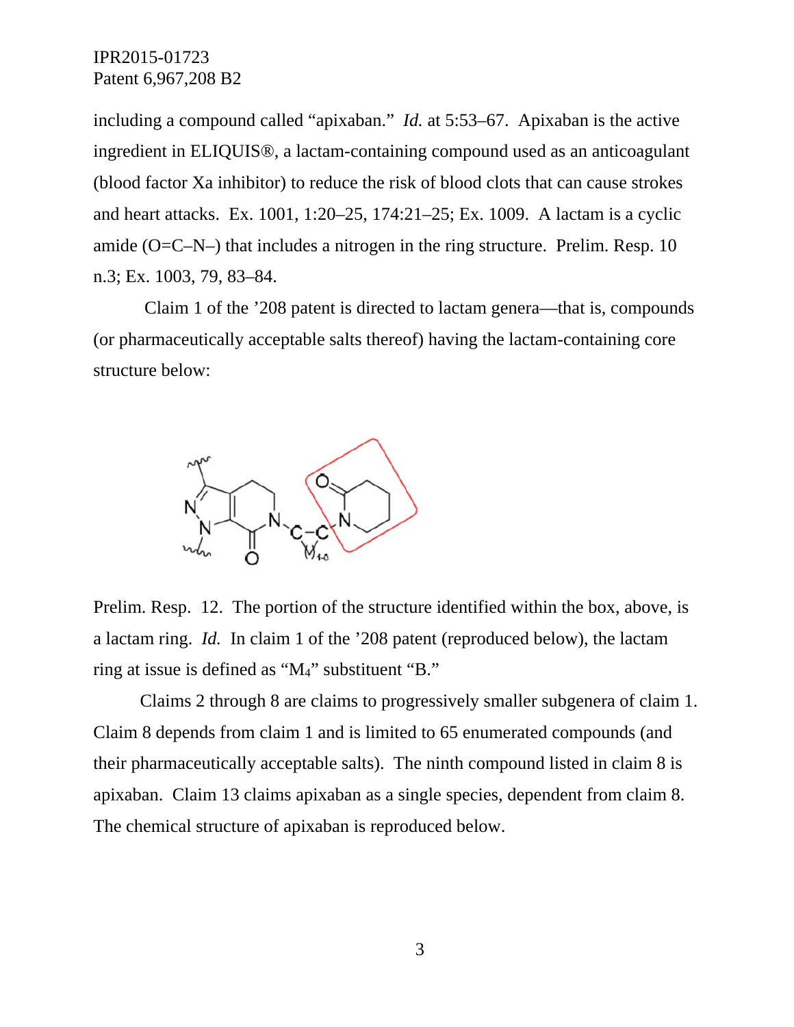including a compound called “apixaban.” *Id.* at 5:53–67. Apixaban is the active ingredient in ELIQUIS®, a lactam-containing compound used as an anticoagulant (blood factor Xa inhibitor) to reduce the risk of blood clots that can cause strokes and heart attacks. Ex. 1001, 1:20–25, 174:21–25; Ex. 1009. A lactam is a cyclic amide (O=C–N–) that includes a nitrogen in the ring structure. Prelim. Resp. 10 n.3; Ex. 1003, 79, 83–84.

Claim 1 of the ’208 patent is directed to lactam genera—that is, compounds (or pharmaceutically acceptable salts thereof) having the lactam-containing core structure below:

Prelim. Resp. 12. The portion of the structure identified within the box, above, is a lactam ring. *Id.* In claim 1 of the ’208 patent (reproduced below), the lactam ring at issue is defined as “$M_4$” substituent “B.”

Claims 2 through 8 are claims to progressively smaller subgenera of claim 1. Claim 8 depends from claim 1 and is limited to 65 enumerated compounds (and their pharmaceutically acceptable salts). The ninth compound listed in claim 8 is apixaban. Claim 13 claims apixaban as a single species, dependent from claim 8. The chemical structure of apixaban is reproduced below.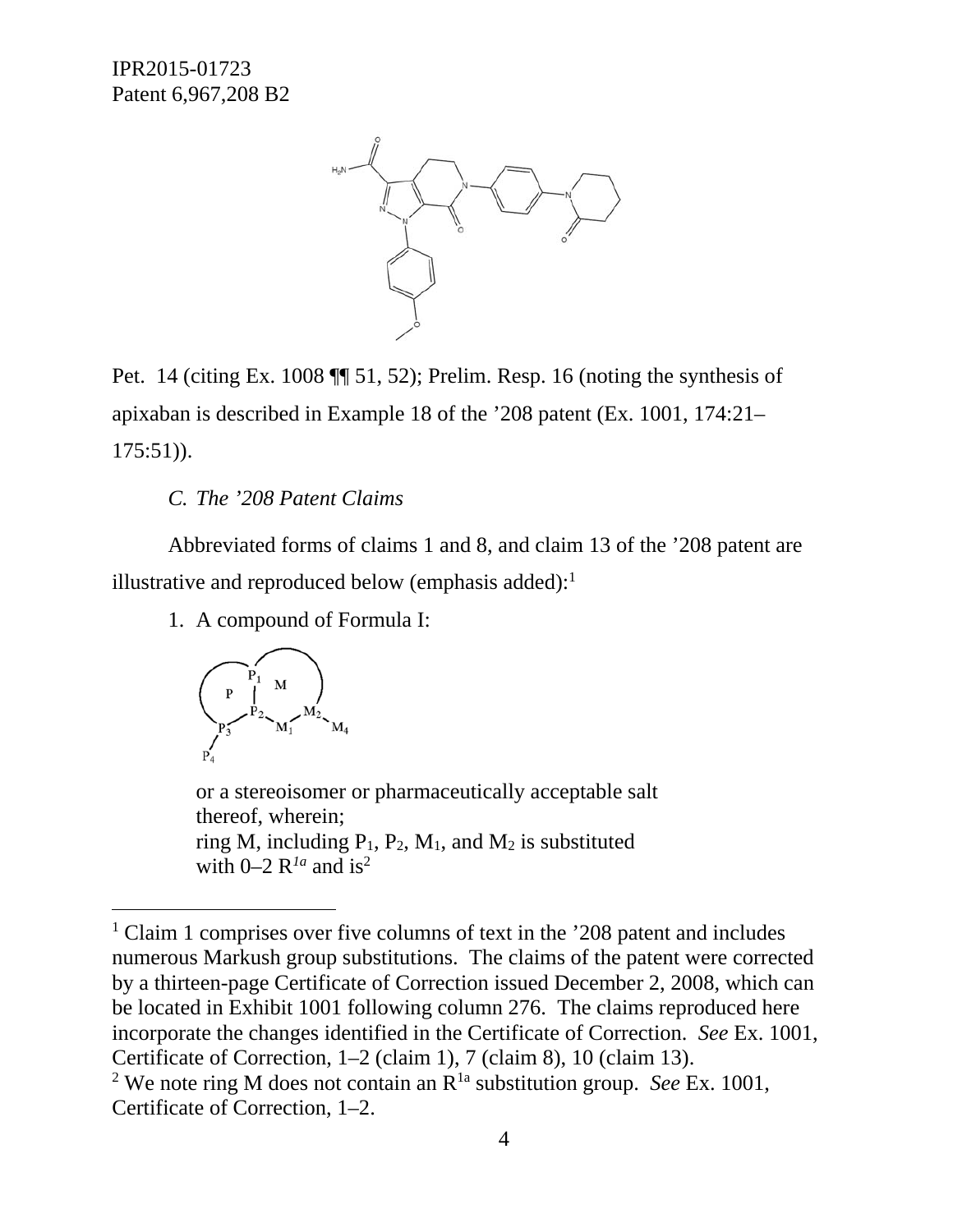Pet. 14 (citing Ex. 1008 ¶¶ 51, 52); Prelim. Resp. 16 (noting the synthesis of apixaban is described in Example 18 of the ’208 patent (Ex. 1001, 174:21–175:51)).

### *C. The ’208 Patent Claims*

Abbreviated forms of claims 1 and 8, and claim 13 of the ’208 patent are illustrative and reproduced below (emphasis added):[1]

1. A compound of Formula I:

or a stereoisomer or pharmaceutically acceptable salt thereof, wherein;
ring M, including $P_1$, $P_2$, $M_1$, and $M_2$ is substituted with 0–2 $R^{1a}$ and is[2]

---

[1] Claim 1 comprises over five columns of text in the ’208 patent and includes numerous Markush group substitutions. The claims of the patent were corrected by a thirteen-page Certificate of Correction issued December 2, 2008, which can be located in Exhibit 1001 following column 276. The claims reproduced here incorporate the changes identified in the Certificate of Correction. *See* Ex. 1001, Certificate of Correction, 1–2 (claim 1), 7 (claim 8), 10 (claim 13).

[2] We note ring M does not contain an $R^{1a}$ substitution group. *See* Ex. 1001, Certificate of Correction, 1–2.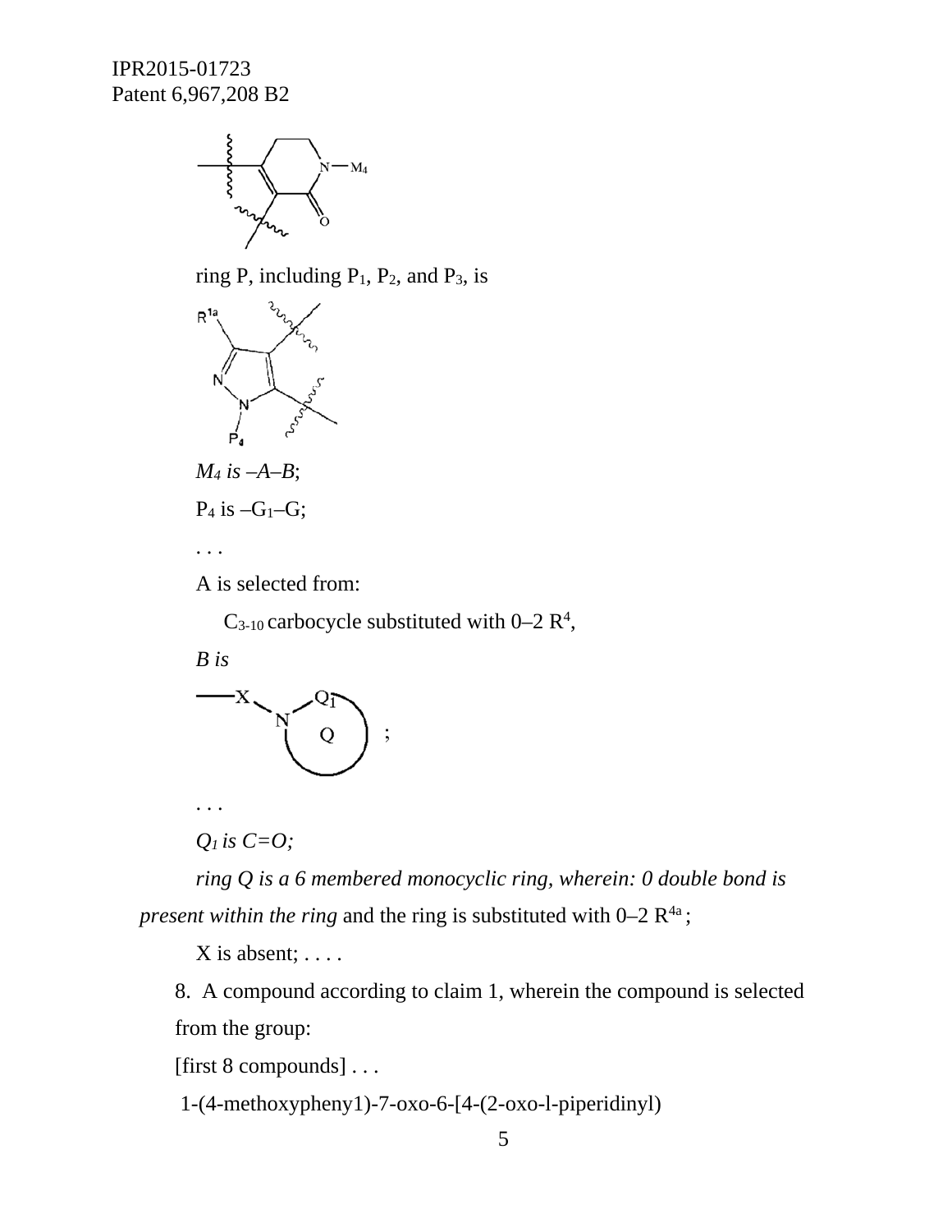ring P, including $P_1$, $P_2$, and $P_3$, is

*$M_4$ is –A–B*;

$P_4$ is –$G_1$–G;

. . .

A is selected from:

$C_{3\text{-}10}$ carbocycle substituted with 0–2 $R^4$,

*B is*

;

. . .

*$Q_1$ is C=O;*

*ring Q is a 6 membered monocyclic ring, wherein: 0 double bond is present within the ring* and the ring is substituted with 0–2 $R^{4a}$;

X is absent; . . . .

8. A compound according to claim 1, wherein the compound is selected from the group:

[first 8 compounds] . . .

1-(4-methoxypheny1)-7-oxo-6-[4-(2-oxo-l-piperidinyl)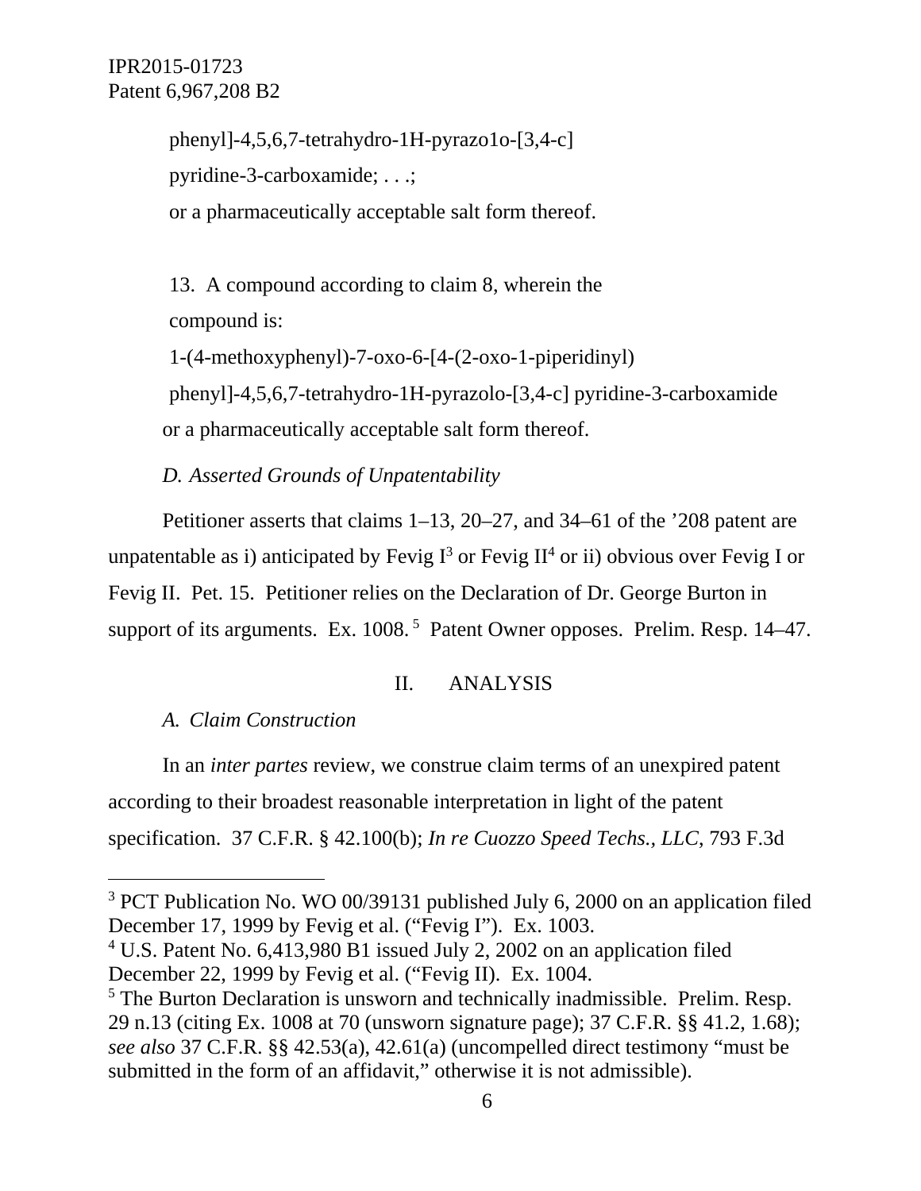phenyl]-4,5,6,7-tetrahydro-1H-pyrazo1o-[3,4-c]
pyridine-3-carboxamide; . . .;
or a pharmaceutically acceptable salt form thereof.

13. A compound according to claim 8, wherein the compound is:
1-(4-methoxyphenyl)-7-oxo-6-[4-(2-oxo-1-piperidinyl) phenyl]-4,5,6,7-tetrahydro-1H-pyrazolo-[3,4-c] pyridine-3-carboxamide or a pharmaceutically acceptable salt form thereof.

*D. Asserted Grounds of Unpatentability*

Petitioner asserts that claims 1–13, 20–27, and 34–61 of the '208 patent are unpatentable as i) anticipated by Fevig I[3] or Fevig II[4] or ii) obvious over Fevig I or Fevig II. Pet. 15. Petitioner relies on the Declaration of Dr. George Burton in support of its arguments. Ex. 1008.[5] Patent Owner opposes. Prelim. Resp. 14–47.

## II. ANALYSIS

*A. Claim Construction*

In an *inter partes* review, we construe claim terms of an unexpired patent according to their broadest reasonable interpretation in light of the patent specification. 37 C.F.R. § 42.100(b); *In re Cuozzo Speed Techs., LLC*, 793 F.3d

---

[3] PCT Publication No. WO 00/39131 published July 6, 2000 on an application filed December 17, 1999 by Fevig et al. ("Fevig I"). Ex. 1003.

[4] U.S. Patent No. 6,413,980 B1 issued July 2, 2002 on an application filed December 22, 1999 by Fevig et al. ("Fevig II). Ex. 1004.

[5] The Burton Declaration is unsworn and technically inadmissible. Prelim. Resp. 29 n.13 (citing Ex. 1008 at 70 (unsworn signature page); 37 C.F.R. §§ 41.2, 1.68); *see also* 37 C.F.R. §§ 42.53(a), 42.61(a) (uncompelled direct testimony "must be submitted in the form of an affidavit," otherwise it is not admissible).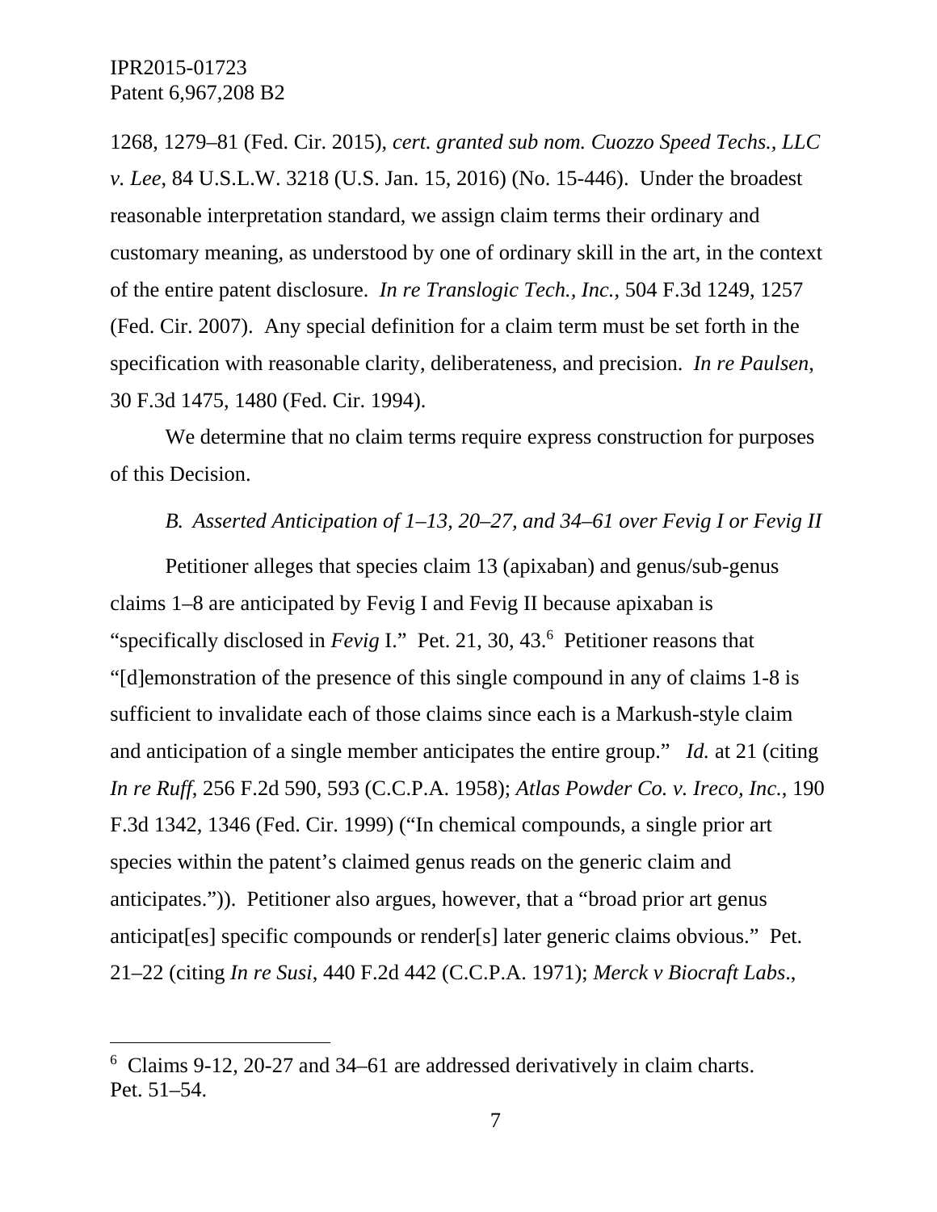1268, 1279–81 (Fed. Cir. 2015), *cert. granted sub nom. Cuozzo Speed Techs., LLC v. Lee*, 84 U.S.L.W. 3218 (U.S. Jan. 15, 2016) (No. 15-446). Under the broadest reasonable interpretation standard, we assign claim terms their ordinary and customary meaning, as understood by one of ordinary skill in the art, in the context of the entire patent disclosure. *In re Translogic Tech., Inc.*, 504 F.3d 1249, 1257 (Fed. Cir. 2007). Any special definition for a claim term must be set forth in the specification with reasonable clarity, deliberateness, and precision. *In re Paulsen*, 30 F.3d 1475, 1480 (Fed. Cir. 1994).

We determine that no claim terms require express construction for purposes of this Decision.

### *B. Asserted Anticipation of 1–13, 20–27, and 34–61 over Fevig I or Fevig II*

Petitioner alleges that species claim 13 (apixaban) and genus/sub-genus claims 1–8 are anticipated by Fevig I and Fevig II because apixaban is "specifically disclosed in *Fevig* I." Pet. 21, 30, 43.[6] Petitioner reasons that "[d]emonstration of the presence of this single compound in any of claims 1-8 is sufficient to invalidate each of those claims since each is a Markush-style claim and anticipation of a single member anticipates the entire group." *Id.* at 21 (citing *In re Ruff*, 256 F.2d 590, 593 (C.C.P.A. 1958); *Atlas Powder Co. v. Ireco, Inc.*, 190 F.3d 1342, 1346 (Fed. Cir. 1999) ("In chemical compounds, a single prior art species within the patent's claimed genus reads on the generic claim and anticipates.")). Petitioner also argues, however, that a "broad prior art genus anticipat[es] specific compounds or render[s] later generic claims obvious." Pet. 21–22 (citing *In re Susi*, 440 F.2d 442 (C.C.P.A. 1971); *Merck v Biocraft Labs*.,

---

[6] Claims 9-12, 20-27 and 34–61 are addressed derivatively in claim charts. Pet. 51–54.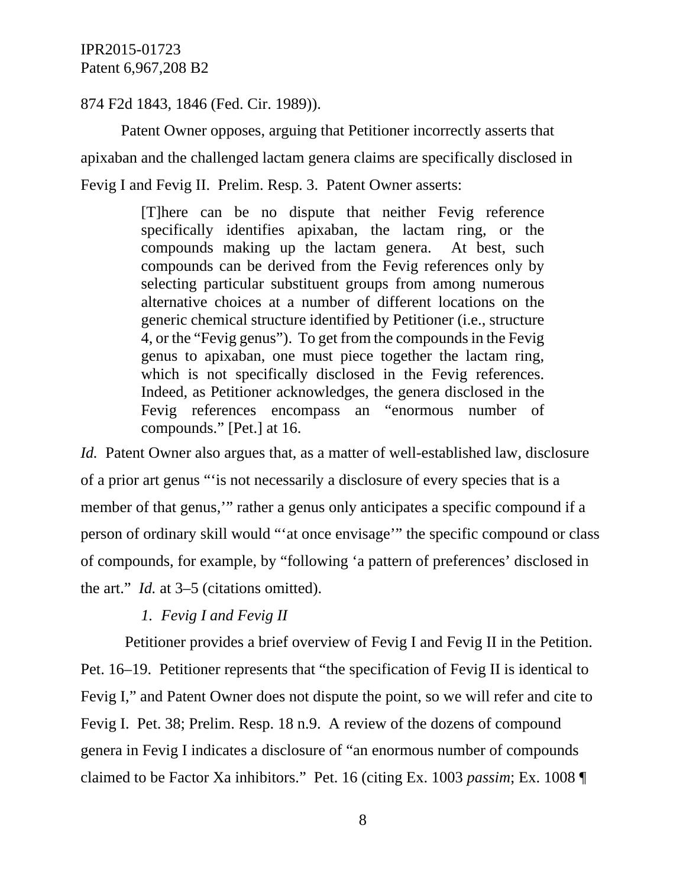874 F2d 1843, 1846 (Fed. Cir. 1989)).

Patent Owner opposes, arguing that Petitioner incorrectly asserts that apixaban and the challenged lactam genera claims are specifically disclosed in Fevig I and Fevig II. Prelim. Resp. 3. Patent Owner asserts:

> [T]here can be no dispute that neither Fevig reference specifically identifies apixaban, the lactam ring, or the compounds making up the lactam genera. At best, such compounds can be derived from the Fevig references only by selecting particular substituent groups from among numerous alternative choices at a number of different locations on the generic chemical structure identified by Petitioner (i.e., structure 4, or the "Fevig genus"). To get from the compounds in the Fevig genus to apixaban, one must piece together the lactam ring, which is not specifically disclosed in the Fevig references. Indeed, as Petitioner acknowledges, the genera disclosed in the Fevig references encompass an "enormous number of compounds." [Pet.] at 16.

*Id.* Patent Owner also argues that, as a matter of well-established law, disclosure of a prior art genus "'is not necessarily a disclosure of every species that is a member of that genus,'" rather a genus only anticipates a specific compound if a person of ordinary skill would "'at once envisage'" the specific compound or class of compounds, for example, by "following 'a pattern of preferences' disclosed in the art." *Id.* at 3–5 (citations omitted).

*1. Fevig I and Fevig II*

Petitioner provides a brief overview of Fevig I and Fevig II in the Petition. Pet. 16–19. Petitioner represents that "the specification of Fevig II is identical to Fevig I," and Patent Owner does not dispute the point, so we will refer and cite to Fevig I. Pet. 38; Prelim. Resp. 18 n.9. A review of the dozens of compound genera in Fevig I indicates a disclosure of "an enormous number of compounds claimed to be Factor Xa inhibitors." Pet. 16 (citing Ex. 1003 *passim*; Ex. 1008 ¶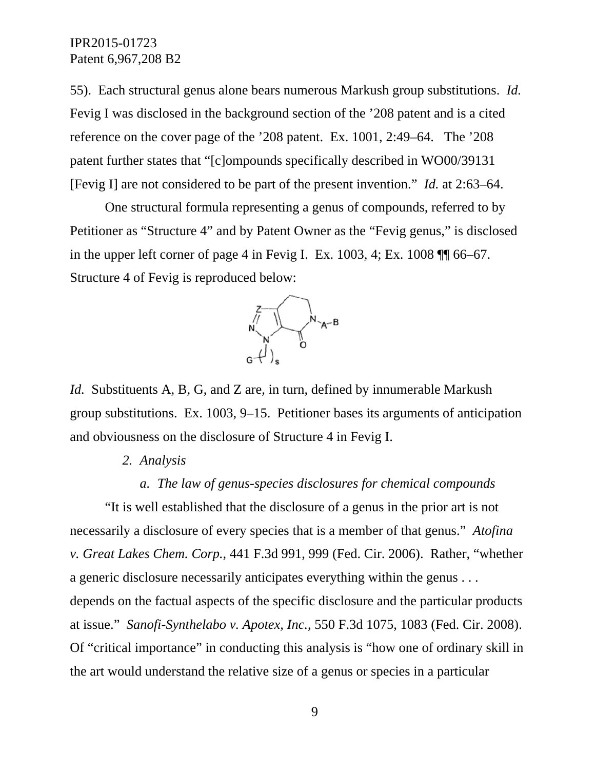55). Each structural genus alone bears numerous Markush group substitutions. *Id.* Fevig I was disclosed in the background section of the ’208 patent and is a cited reference on the cover page of the ’208 patent. Ex. 1001, 2:49–64. The ’208 patent further states that “[c]ompounds specifically described in WO00/39131 [Fevig I] are not considered to be part of the present invention.” *Id.* at 2:63–64.

One structural formula representing a genus of compounds, referred to by Petitioner as “Structure 4” and by Patent Owner as the “Fevig genus,” is disclosed in the upper left corner of page 4 in Fevig I. Ex. 1003, 4; Ex. 1008 ¶¶ 66–67. Structure 4 of Fevig is reproduced below:

*Id.* Substituents A, B, G, and Z are, in turn, defined by innumerable Markush group substitutions. Ex. 1003, 9–15. Petitioner bases its arguments of anticipation and obviousness on the disclosure of Structure 4 in Fevig I.

*2. Analysis*

*a. The law of genus-species disclosures for chemical compounds*

“It is well established that the disclosure of a genus in the prior art is not necessarily a disclosure of every species that is a member of that genus.” *Atofina v. Great Lakes Chem. Corp.*, 441 F.3d 991, 999 (Fed. Cir. 2006). Rather, “whether a generic disclosure necessarily anticipates everything within the genus . . . depends on the factual aspects of the specific disclosure and the particular products at issue.” *Sanofi-Synthelabo v. Apotex, Inc.*, 550 F.3d 1075, 1083 (Fed. Cir. 2008). Of “critical importance” in conducting this analysis is “how one of ordinary skill in the art would understand the relative size of a genus or species in a particular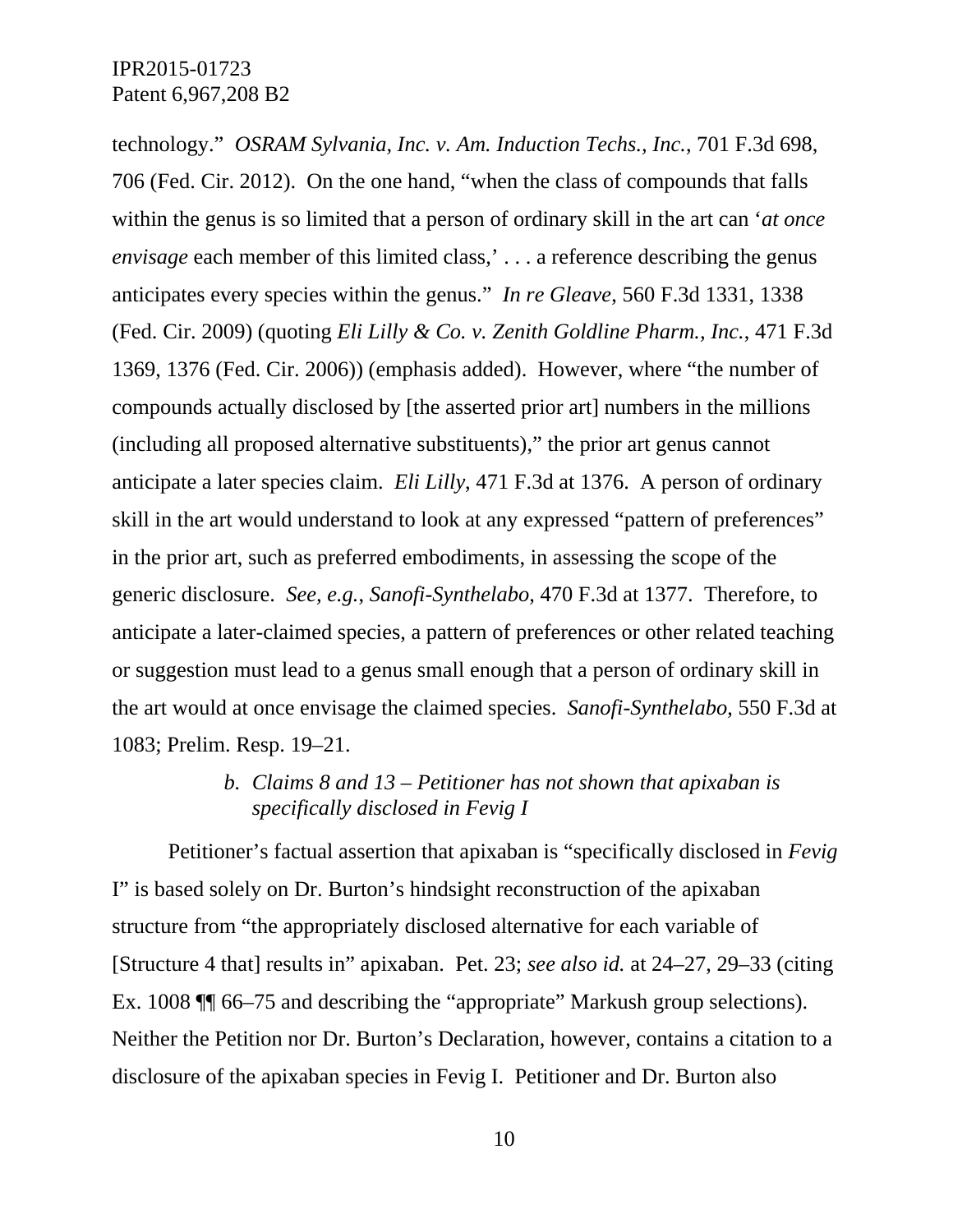technology." *OSRAM Sylvania, Inc. v. Am. Induction Techs., Inc.*, 701 F.3d 698, 706 (Fed. Cir. 2012). On the one hand, "when the class of compounds that falls within the genus is so limited that a person of ordinary skill in the art can '*at once envisage* each member of this limited class,' . . . a reference describing the genus anticipates every species within the genus." *In re Gleave*, 560 F.3d 1331, 1338 (Fed. Cir. 2009) (quoting *Eli Lilly & Co. v. Zenith Goldline Pharm., Inc.*, 471 F.3d 1369, 1376 (Fed. Cir. 2006)) (emphasis added). However, where "the number of compounds actually disclosed by [the asserted prior art] numbers in the millions (including all proposed alternative substituents)," the prior art genus cannot anticipate a later species claim. *Eli Lilly*, 471 F.3d at 1376. A person of ordinary skill in the art would understand to look at any expressed "pattern of preferences" in the prior art, such as preferred embodiments, in assessing the scope of the generic disclosure. *See, e.g.*, *Sanofi-Synthelabo*, 470 F.3d at 1377. Therefore, to anticipate a later-claimed species, a pattern of preferences or other related teaching or suggestion must lead to a genus small enough that a person of ordinary skill in the art would at once envisage the claimed species. *Sanofi-Synthelabo*, 550 F.3d at 1083; Prelim. Resp. 19–21.

#### *b. Claims 8 and 13 – Petitioner has not shown that apixaban is specifically disclosed in Fevig I*

Petitioner's factual assertion that apixaban is "specifically disclosed in *Fevig* I" is based solely on Dr. Burton's hindsight reconstruction of the apixaban structure from "the appropriately disclosed alternative for each variable of [Structure 4 that] results in" apixaban. Pet. 23; *see also id.* at 24–27, 29–33 (citing Ex. 1008 ¶¶ 66–75 and describing the "appropriate" Markush group selections). Neither the Petition nor Dr. Burton's Declaration, however, contains a citation to a disclosure of the apixaban species in Fevig I. Petitioner and Dr. Burton also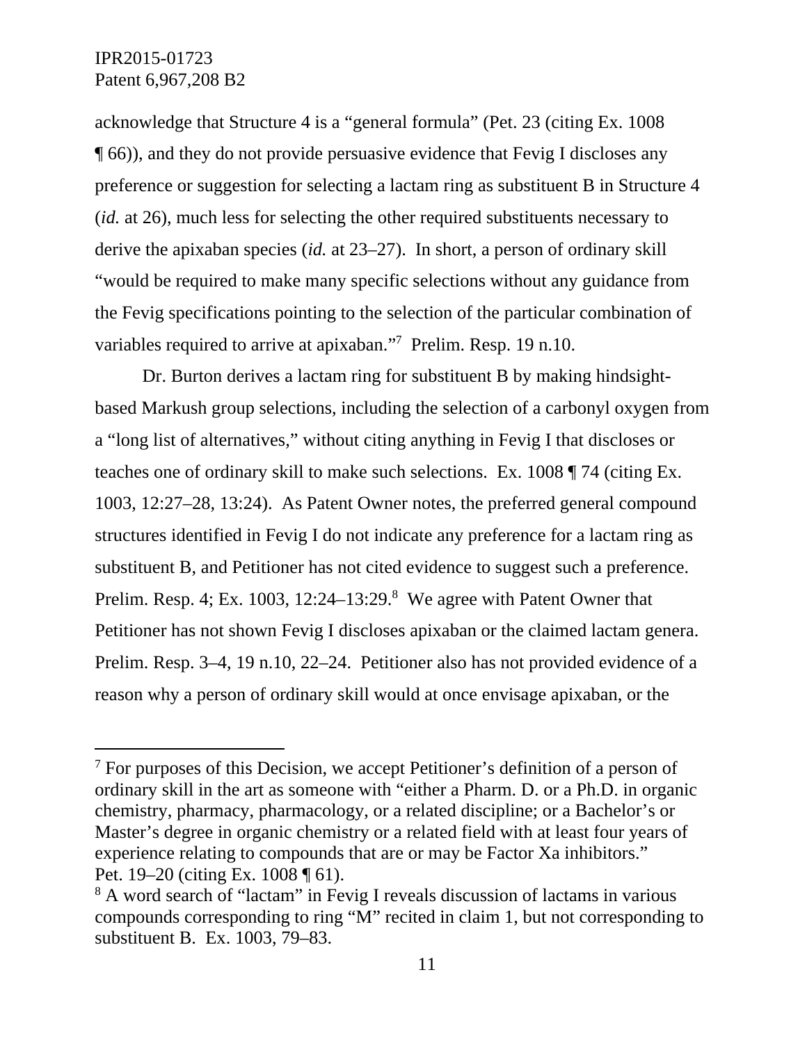acknowledge that Structure 4 is a "general formula" (Pet. 23 (citing Ex. 1008 ¶ 66)), and they do not provide persuasive evidence that Fevig I discloses any preference or suggestion for selecting a lactam ring as substituent B in Structure 4 (*id.* at 26), much less for selecting the other required substituents necessary to derive the apixaban species (*id.* at 23–27). In short, a person of ordinary skill "would be required to make many specific selections without any guidance from the Fevig specifications pointing to the selection of the particular combination of variables required to arrive at apixaban."[7] Prelim. Resp. 19 n.10.

Dr. Burton derives a lactam ring for substituent B by making hindsight-based Markush group selections, including the selection of a carbonyl oxygen from a "long list of alternatives," without citing anything in Fevig I that discloses or teaches one of ordinary skill to make such selections. Ex. 1008 ¶ 74 (citing Ex. 1003, 12:27–28, 13:24). As Patent Owner notes, the preferred general compound structures identified in Fevig I do not indicate any preference for a lactam ring as substituent B, and Petitioner has not cited evidence to suggest such a preference. Prelim. Resp. 4; Ex. 1003, 12:24–13:29.[8] We agree with Patent Owner that Petitioner has not shown Fevig I discloses apixaban or the claimed lactam genera. Prelim. Resp. 3–4, 19 n.10, 22–24. Petitioner also has not provided evidence of a reason why a person of ordinary skill would at once envisage apixaban, or the

---

[7] For purposes of this Decision, we accept Petitioner's definition of a person of ordinary skill in the art as someone with "either a Pharm. D. or a Ph.D. in organic chemistry, pharmacy, pharmacology, or a related discipline; or a Bachelor's or Master's degree in organic chemistry or a related field with at least four years of experience relating to compounds that are or may be Factor Xa inhibitors." Pet. 19–20 (citing Ex. 1008 ¶ 61).

[8] A word search of "lactam" in Fevig I reveals discussion of lactams in various compounds corresponding to ring "M" recited in claim 1, but not corresponding to substituent B. Ex. 1003, 79–83.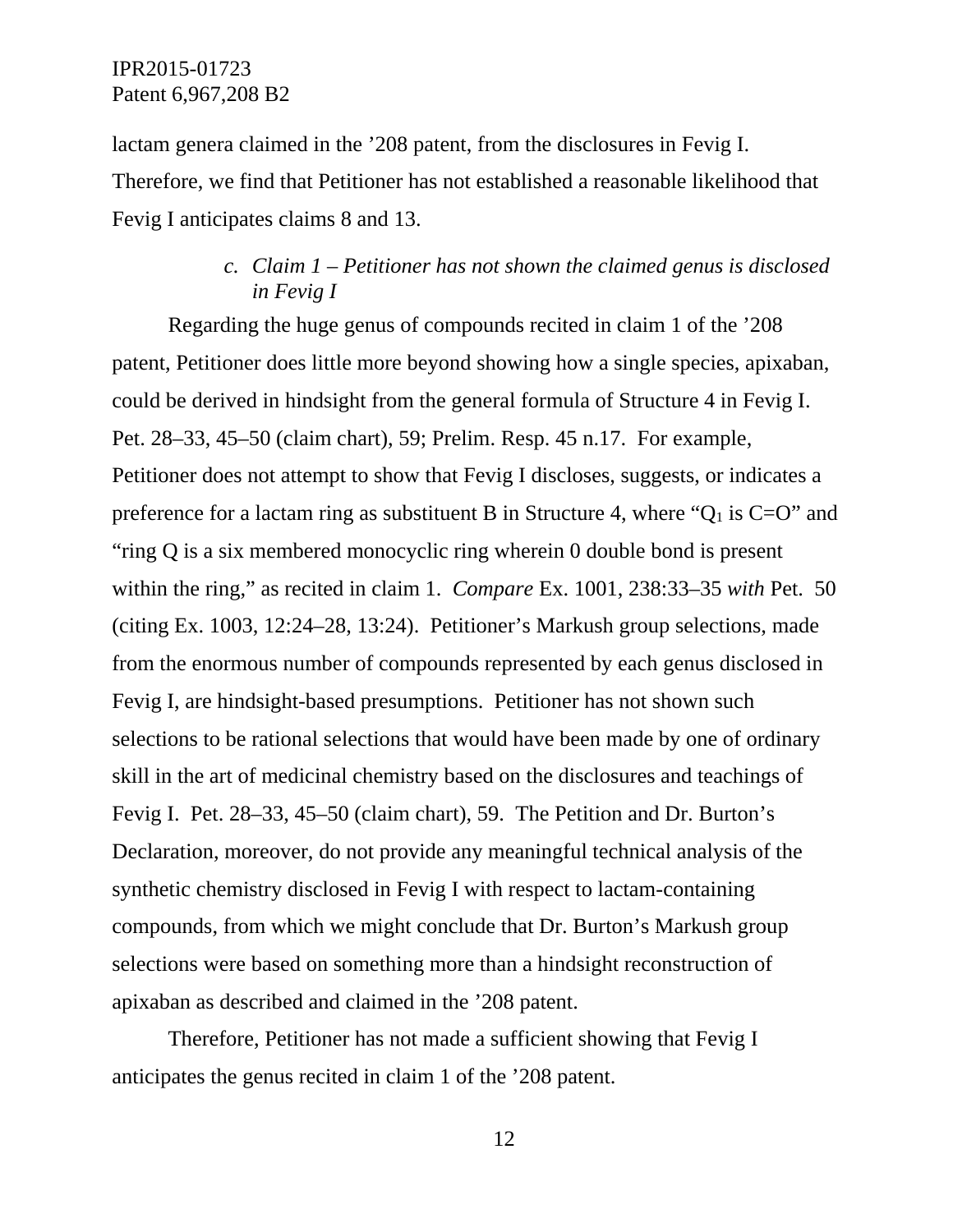lactam genera claimed in the ’208 patent, from the disclosures in Fevig I. Therefore, we find that Petitioner has not established a reasonable likelihood that Fevig I anticipates claims 8 and 13.

### c. *Claim 1 – Petitioner has not shown the claimed genus is disclosed in Fevig I*

Regarding the huge genus of compounds recited in claim 1 of the ’208 patent, Petitioner does little more beyond showing how a single species, apixaban, could be derived in hindsight from the general formula of Structure 4 in Fevig I. Pet. 28–33, 45–50 (claim chart), 59; Prelim. Resp. 45 n.17. For example, Petitioner does not attempt to show that Fevig I discloses, suggests, or indicates a preference for a lactam ring as substituent B in Structure 4, where “$Q_1$ is C=O” and “ring Q is a six membered monocyclic ring wherein 0 double bond is present within the ring,” as recited in claim 1. *Compare* Ex. 1001, 238:33–35 *with* Pet. 50 (citing Ex. 1003, 12:24–28, 13:24). Petitioner’s Markush group selections, made from the enormous number of compounds represented by each genus disclosed in Fevig I, are hindsight-based presumptions. Petitioner has not shown such selections to be rational selections that would have been made by one of ordinary skill in the art of medicinal chemistry based on the disclosures and teachings of Fevig I. Pet. 28–33, 45–50 (claim chart), 59. The Petition and Dr. Burton’s Declaration, moreover, do not provide any meaningful technical analysis of the synthetic chemistry disclosed in Fevig I with respect to lactam-containing compounds, from which we might conclude that Dr. Burton’s Markush group selections were based on something more than a hindsight reconstruction of apixaban as described and claimed in the ’208 patent.

Therefore, Petitioner has not made a sufficient showing that Fevig I anticipates the genus recited in claim 1 of the ’208 patent.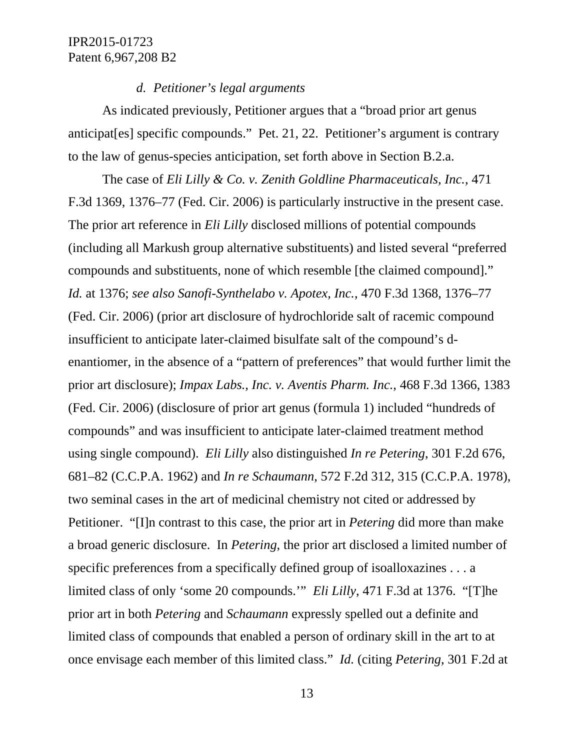*d. Petitioner's legal arguments*

As indicated previously, Petitioner argues that a "broad prior art genus anticipat[es] specific compounds." Pet. 21, 22. Petitioner's argument is contrary to the law of genus-species anticipation, set forth above in Section B.2.a.

The case of *Eli Lilly & Co. v. Zenith Goldline Pharmaceuticals, Inc.*, 471 F.3d 1369, 1376–77 (Fed. Cir. 2006) is particularly instructive in the present case. The prior art reference in *Eli Lilly* disclosed millions of potential compounds (including all Markush group alternative substituents) and listed several "preferred compounds and substituents, none of which resemble [the claimed compound]." *Id.* at 1376; *see also Sanofi-Synthelabo v. Apotex, Inc.*, 470 F.3d 1368, 1376–77 (Fed. Cir. 2006) (prior art disclosure of hydrochloride salt of racemic compound insufficient to anticipate later-claimed bisulfate salt of the compound's d-enantiomer, in the absence of a "pattern of preferences" that would further limit the prior art disclosure); *Impax Labs., Inc. v. Aventis Pharm. Inc.*, 468 F.3d 1366, 1383 (Fed. Cir. 2006) (disclosure of prior art genus (formula 1) included "hundreds of compounds" and was insufficient to anticipate later-claimed treatment method using single compound). *Eli Lilly* also distinguished *In re Petering*, 301 F.2d 676, 681–82 (C.C.P.A. 1962) and *In re Schaumann*, 572 F.2d 312, 315 (C.C.P.A. 1978), two seminal cases in the art of medicinal chemistry not cited or addressed by Petitioner. "[I]n contrast to this case, the prior art in *Petering* did more than make a broad generic disclosure. In *Petering*, the prior art disclosed a limited number of specific preferences from a specifically defined group of isoalloxazines . . . a limited class of only 'some 20 compounds.'" *Eli Lilly*, 471 F.3d at 1376. "[T]he prior art in both *Petering* and *Schaumann* expressly spelled out a definite and limited class of compounds that enabled a person of ordinary skill in the art to at once envisage each member of this limited class." *Id.* (citing *Petering*, 301 F.2d at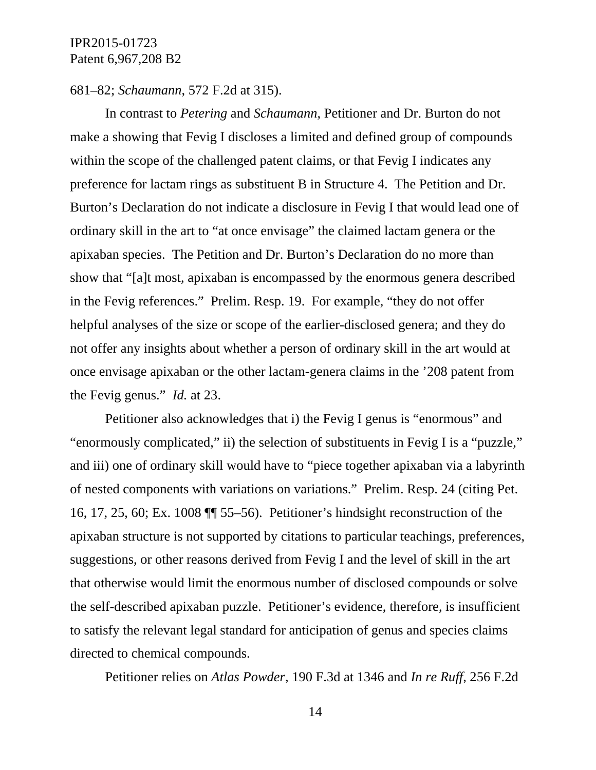681–82; *Schaumann*, 572 F.2d at 315).

In contrast to *Petering* and *Schaumann*, Petitioner and Dr. Burton do not make a showing that Fevig I discloses a limited and defined group of compounds within the scope of the challenged patent claims, or that Fevig I indicates any preference for lactam rings as substituent B in Structure 4. The Petition and Dr. Burton's Declaration do not indicate a disclosure in Fevig I that would lead one of ordinary skill in the art to "at once envisage" the claimed lactam genera or the apixaban species. The Petition and Dr. Burton's Declaration do no more than show that "[a]t most, apixaban is encompassed by the enormous genera described in the Fevig references." Prelim. Resp. 19. For example, "they do not offer helpful analyses of the size or scope of the earlier-disclosed genera; and they do not offer any insights about whether a person of ordinary skill in the art would at once envisage apixaban or the other lactam-genera claims in the '208 patent from the Fevig genus." *Id.* at 23.

Petitioner also acknowledges that i) the Fevig I genus is "enormous" and "enormously complicated," ii) the selection of substituents in Fevig I is a "puzzle," and iii) one of ordinary skill would have to "piece together apixaban via a labyrinth of nested components with variations on variations." Prelim. Resp. 24 (citing Pet. 16, 17, 25, 60; Ex. 1008 ¶¶ 55–56). Petitioner's hindsight reconstruction of the apixaban structure is not supported by citations to particular teachings, preferences, suggestions, or other reasons derived from Fevig I and the level of skill in the art that otherwise would limit the enormous number of disclosed compounds or solve the self-described apixaban puzzle. Petitioner's evidence, therefore, is insufficient to satisfy the relevant legal standard for anticipation of genus and species claims directed to chemical compounds.

Petitioner relies on *Atlas Powder*, 190 F.3d at 1346 and *In re Ruff*, 256 F.2d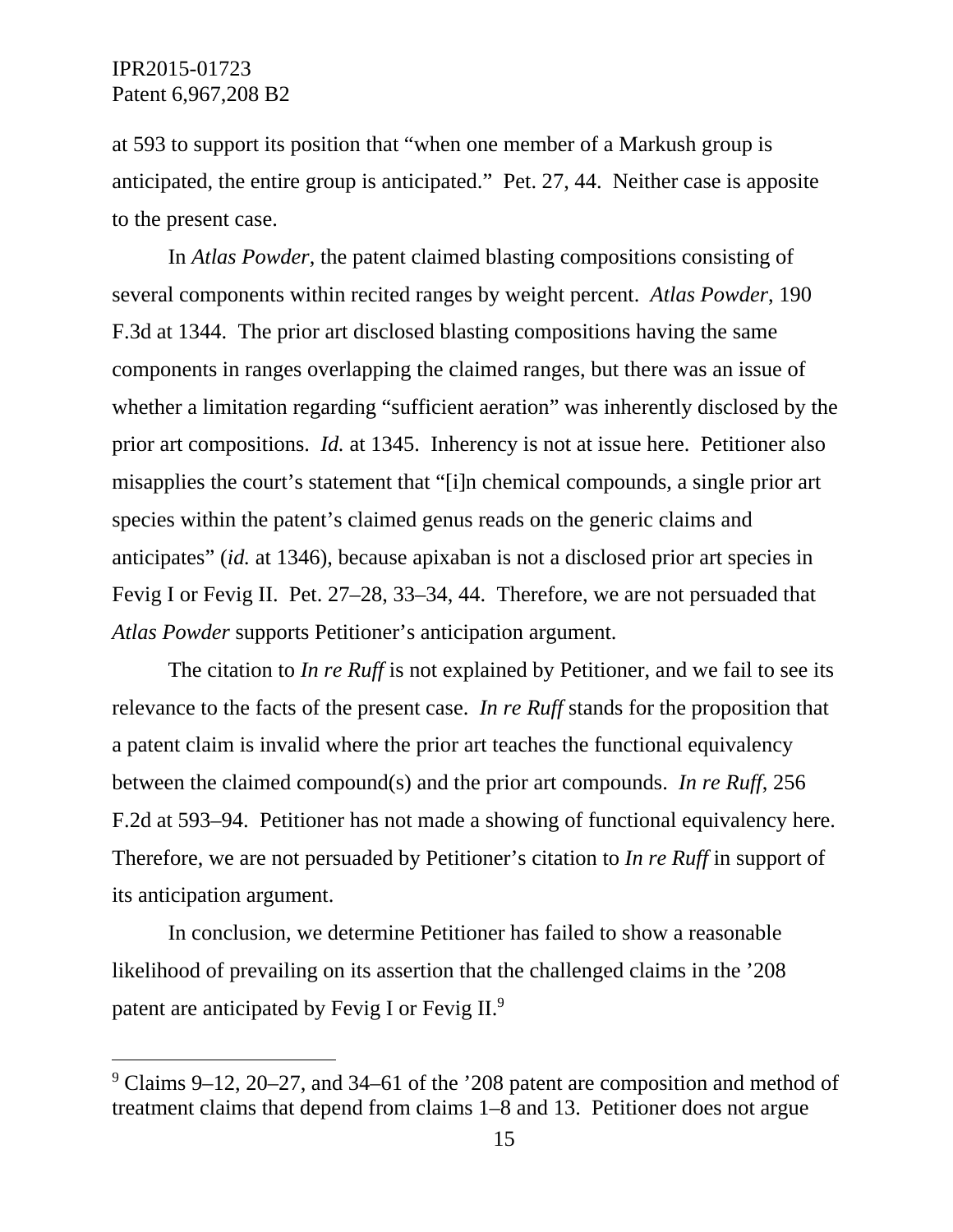at 593 to support its position that "when one member of a Markush group is anticipated, the entire group is anticipated." Pet. 27, 44. Neither case is apposite to the present case.

In *Atlas Powder*, the patent claimed blasting compositions consisting of several components within recited ranges by weight percent. *Atlas Powder*, 190 F.3d at 1344. The prior art disclosed blasting compositions having the same components in ranges overlapping the claimed ranges, but there was an issue of whether a limitation regarding "sufficient aeration" was inherently disclosed by the prior art compositions. *Id.* at 1345. Inherency is not at issue here. Petitioner also misapplies the court's statement that "[i]n chemical compounds, a single prior art species within the patent's claimed genus reads on the generic claims and anticipates" (*id.* at 1346), because apixaban is not a disclosed prior art species in Fevig I or Fevig II. Pet. 27–28, 33–34, 44. Therefore, we are not persuaded that *Atlas Powder* supports Petitioner's anticipation argument.

The citation to *In re Ruff* is not explained by Petitioner, and we fail to see its relevance to the facts of the present case. *In re Ruff* stands for the proposition that a patent claim is invalid where the prior art teaches the functional equivalency between the claimed compound(s) and the prior art compounds. *In re Ruff*, 256 F.2d at 593–94. Petitioner has not made a showing of functional equivalency here. Therefore, we are not persuaded by Petitioner's citation to *In re Ruff* in support of its anticipation argument.

In conclusion, we determine Petitioner has failed to show a reasonable likelihood of prevailing on its assertion that the challenged claims in the '208 patent are anticipated by Fevig I or Fevig II.[9]

---

[9] Claims 9–12, 20–27, and 34–61 of the '208 patent are composition and method of treatment claims that depend from claims 1–8 and 13. Petitioner does not argue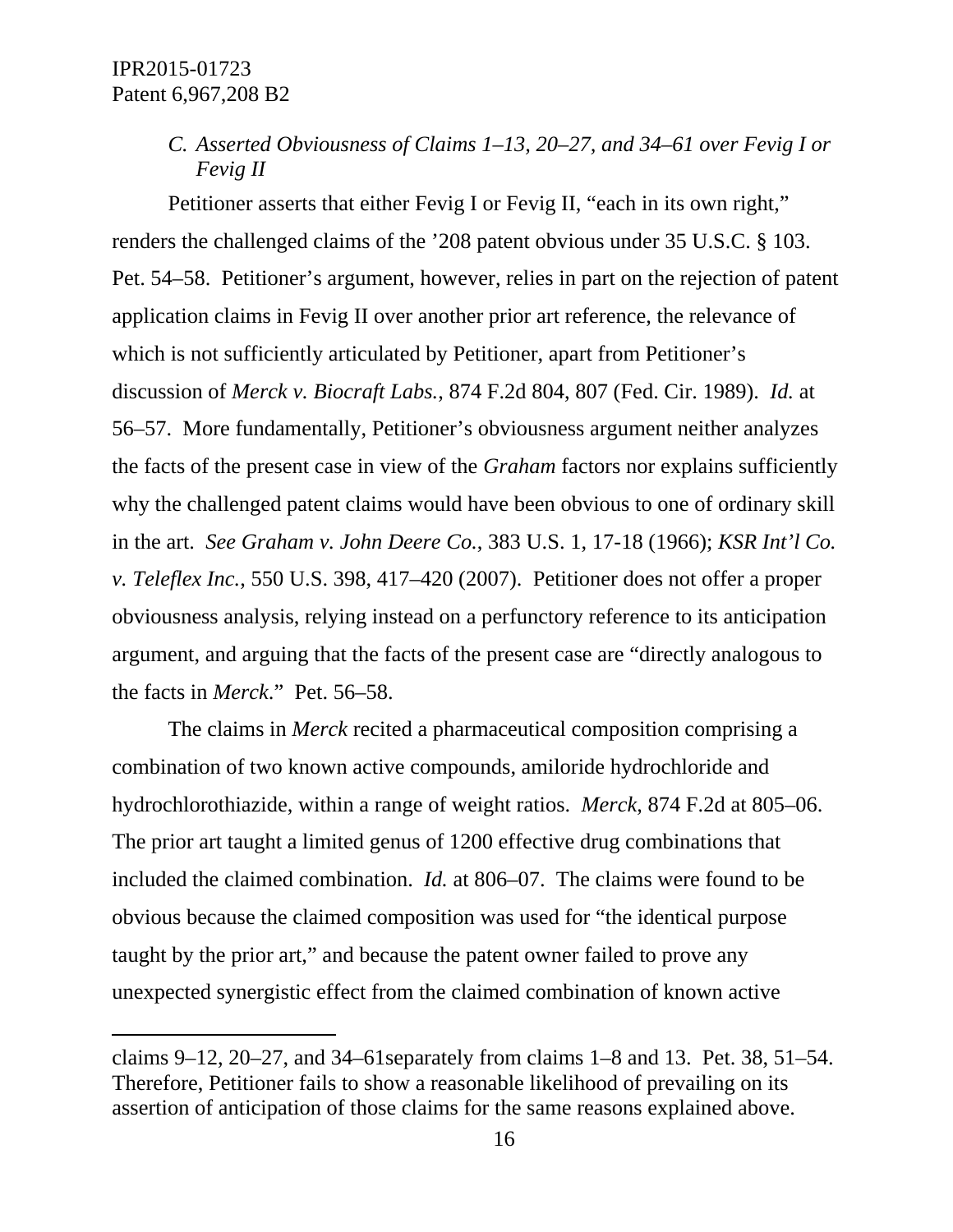### C. *Asserted Obviousness of Claims 1–13, 20–27, and 34–61 over Fevig I or Fevig II*

Petitioner asserts that either Fevig I or Fevig II, "each in its own right," renders the challenged claims of the '208 patent obvious under 35 U.S.C. § 103. Pet. 54–58. Petitioner's argument, however, relies in part on the rejection of patent application claims in Fevig II over another prior art reference, the relevance of which is not sufficiently articulated by Petitioner, apart from Petitioner's discussion of *Merck v. Biocraft Labs.*, 874 F.2d 804, 807 (Fed. Cir. 1989). *Id.* at 56–57. More fundamentally, Petitioner's obviousness argument neither analyzes the facts of the present case in view of the *Graham* factors nor explains sufficiently why the challenged patent claims would have been obvious to one of ordinary skill in the art. *See Graham v. John Deere Co.*, 383 U.S. 1, 17-18 (1966); *KSR Int'l Co. v. Teleflex Inc.*, 550 U.S. 398, 417–420 (2007). Petitioner does not offer a proper obviousness analysis, relying instead on a perfunctory reference to its anticipation argument, and arguing that the facts of the present case are "directly analogous to the facts in *Merck*." Pet. 56–58.

The claims in *Merck* recited a pharmaceutical composition comprising a combination of two known active compounds, amiloride hydrochloride and hydrochlorothiazide, within a range of weight ratios. *Merck*, 874 F.2d at 805–06. The prior art taught a limited genus of 1200 effective drug combinations that included the claimed combination. *Id.* at 806–07. The claims were found to be obvious because the claimed composition was used for "the identical purpose taught by the prior art," and because the patent owner failed to prove any unexpected synergistic effect from the claimed combination of known active

---

claims 9–12, 20–27, and 34–61separately from claims 1–8 and 13. Pet. 38, 51–54. Therefore, Petitioner fails to show a reasonable likelihood of prevailing on its assertion of anticipation of those claims for the same reasons explained above.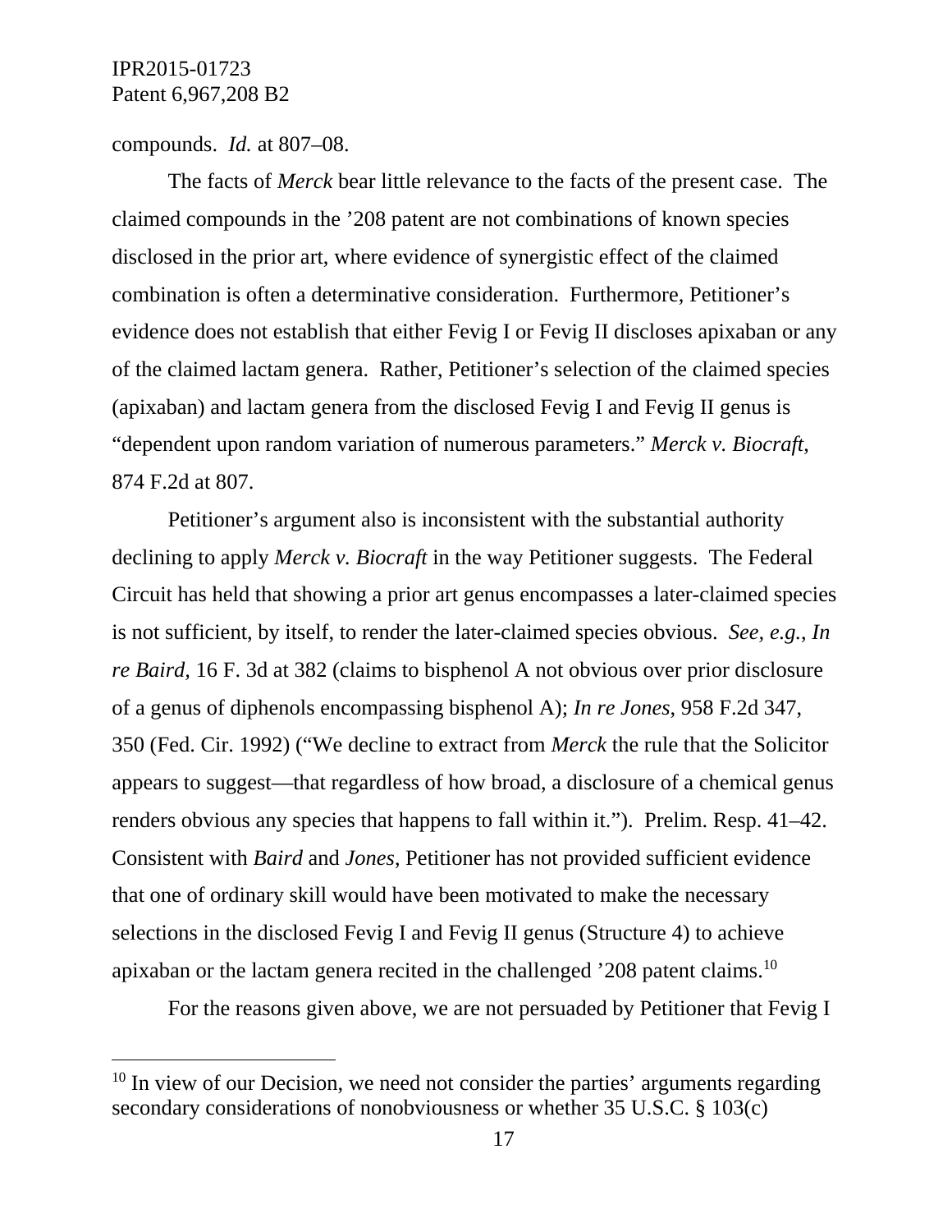compounds. *Id.* at 807–08.

The facts of *Merck* bear little relevance to the facts of the present case. The claimed compounds in the '208 patent are not combinations of known species disclosed in the prior art, where evidence of synergistic effect of the claimed combination is often a determinative consideration. Furthermore, Petitioner's evidence does not establish that either Fevig I or Fevig II discloses apixaban or any of the claimed lactam genera. Rather, Petitioner's selection of the claimed species (apixaban) and lactam genera from the disclosed Fevig I and Fevig II genus is "dependent upon random variation of numerous parameters." *Merck v. Biocraft*, 874 F.2d at 807.

Petitioner's argument also is inconsistent with the substantial authority declining to apply *Merck v. Biocraft* in the way Petitioner suggests. The Federal Circuit has held that showing a prior art genus encompasses a later-claimed species is not sufficient, by itself, to render the later-claimed species obvious. *See, e.g.*, *In re Baird*, 16 F. 3d at 382 (claims to bisphenol A not obvious over prior disclosure of a genus of diphenols encompassing bisphenol A); *In re Jones*, 958 F.2d 347, 350 (Fed. Cir. 1992) ("We decline to extract from *Merck* the rule that the Solicitor appears to suggest—that regardless of how broad, a disclosure of a chemical genus renders obvious any species that happens to fall within it."). Prelim. Resp. 41–42. Consistent with *Baird* and *Jones*, Petitioner has not provided sufficient evidence that one of ordinary skill would have been motivated to make the necessary selections in the disclosed Fevig I and Fevig II genus (Structure 4) to achieve apixaban or the lactam genera recited in the challenged '208 patent claims.[10]

For the reasons given above, we are not persuaded by Petitioner that Fevig I

[10] In view of our Decision, we need not consider the parties' arguments regarding secondary considerations of nonobviousness or whether 35 U.S.C. § 103(c)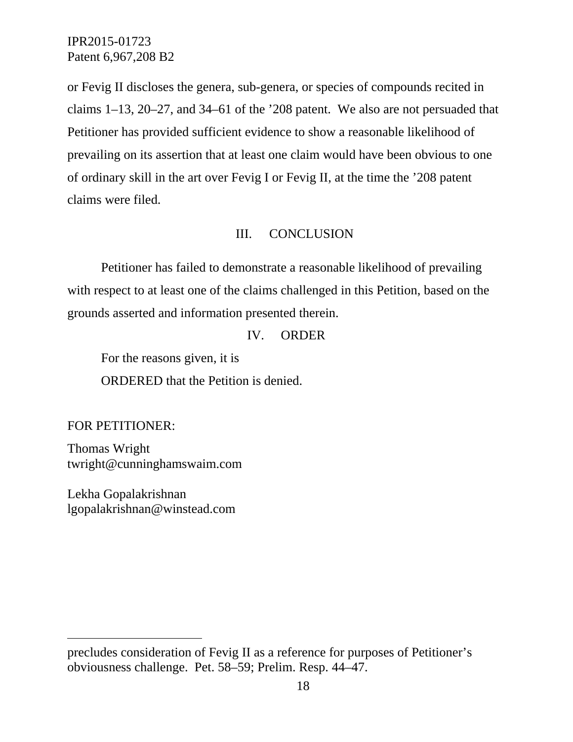or Fevig II discloses the genera, sub-genera, or species of compounds recited in claims 1–13, 20–27, and 34–61 of the ’208 patent. We also are not persuaded that Petitioner has provided sufficient evidence to show a reasonable likelihood of prevailing on its assertion that at least one claim would have been obvious to one of ordinary skill in the art over Fevig I or Fevig II, at the time the ’208 patent claims were filed.

## III. CONCLUSION

Petitioner has failed to demonstrate a reasonable likelihood of prevailing with respect to at least one of the claims challenged in this Petition, based on the grounds asserted and information presented therein.

## IV. ORDER

For the reasons given, it is

ORDERED that the Petition is denied.

FOR PETITIONER:

Thomas Wright
twright@cunninghamswaim.com

Lekha Gopalakrishnan
lgopalakrishnan@winstead.com

---

precludes consideration of Fevig II as a reference for purposes of Petitioner’s obviousness challenge. Pet. 58–59; Prelim. Resp. 44–47.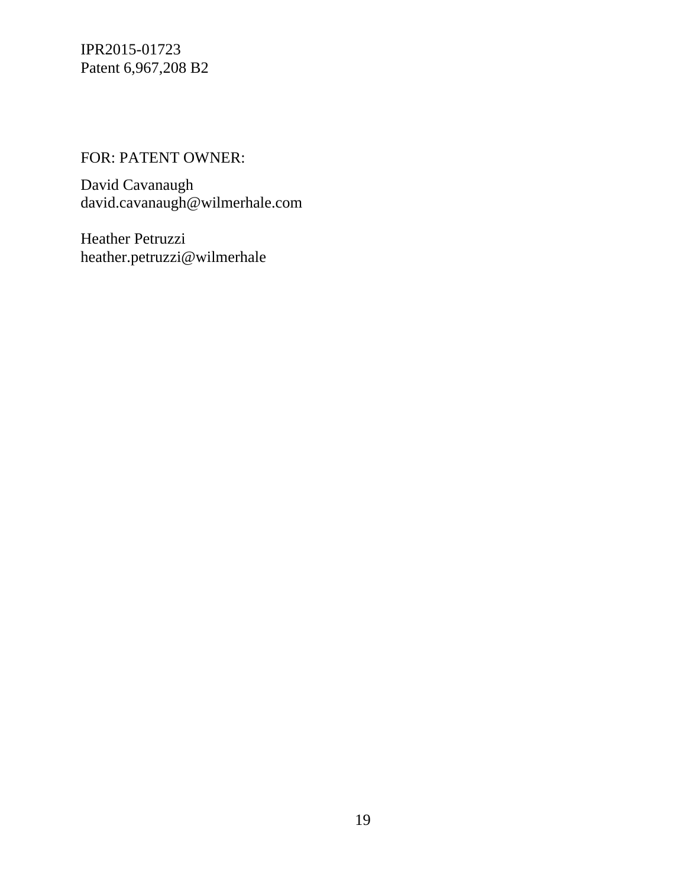FOR: PATENT OWNER:

David Cavanaugh
david.cavanaugh@wilmerhale.com

Heather Petruzzi
heather.petruzzi@wilmerhale